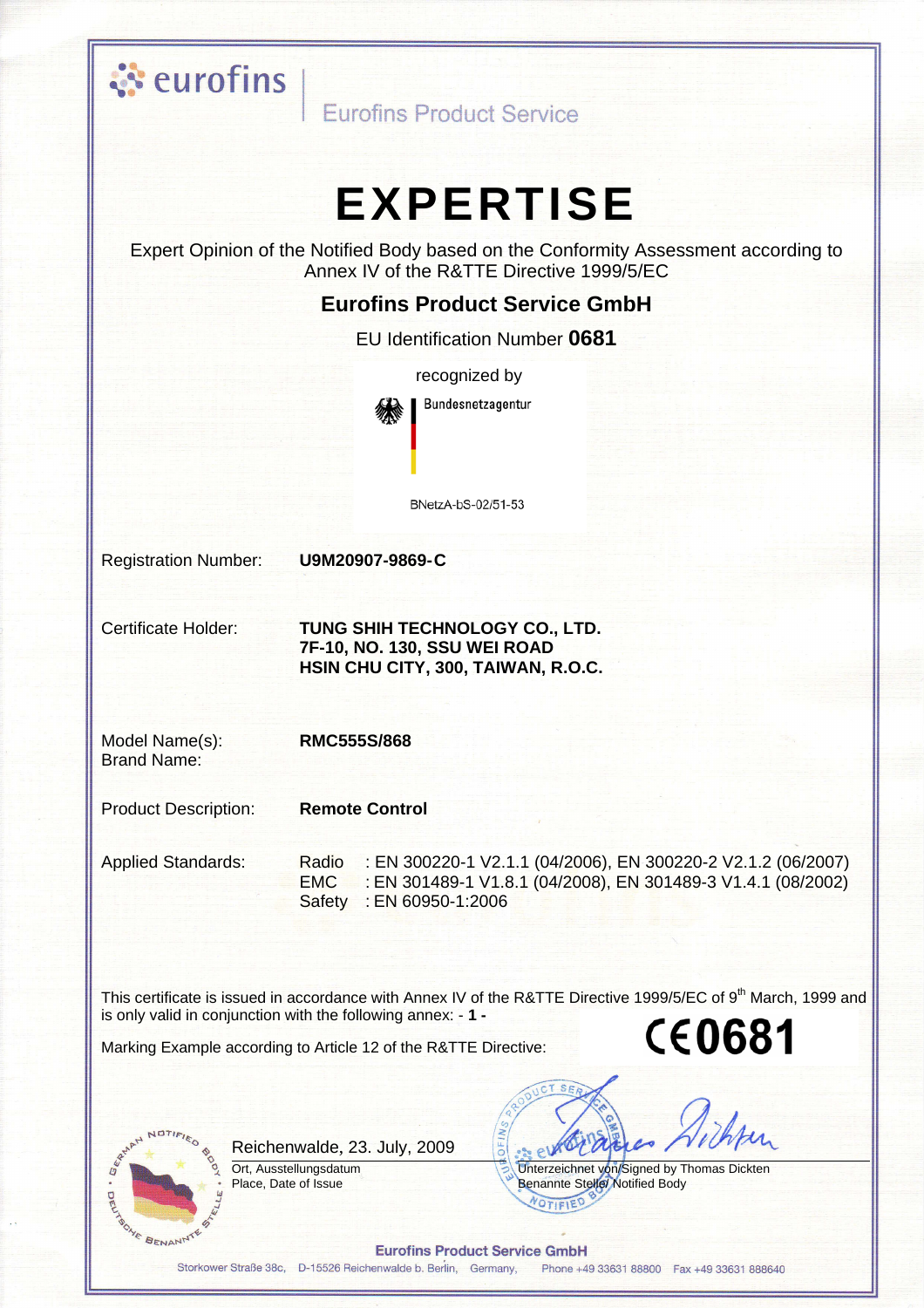eurofins | Eurofins Product Service

# EXPERTISE

Expert Opinion of the Notified Body based on the Conformity Assessment according to Annex IV of the R&TTE Directive 1999/5/EC

## Eurofins Product Service GmbH

EU Identification Number **0681**

recognized by

Bundesnetzagentur

BNetzA-bS-02/51-53

| | |
|---|---|
| Registration Number: | **U9M20907-9869-C** |
| Certificate Holder: | **TUNG SHIH TECHNOLOGY CO., LTD.**<br>**7F-10, NO. 130, SSU WEI ROAD**<br>**HSIN CHU CITY, 300, TAIWAN, R.O.C.** |
| Model Name(s):<br>Brand Name: | **RMC555S/868** |
| Product Description: | **Remote Control** |
| Applied Standards: | Radio : EN 300220-1 V2.1.1 (04/2006), EN 300220-2 V2.1.2 (06/2007)<br>EMC : EN 301489-1 V1.8.1 (04/2008), EN 301489-3 V1.4.1 (08/2002)<br>Safety : EN 60950-1:2006 |

This certificate is issued in accordance with Annex IV of the R&TTE Directive 1999/5/EC of 9th March, 1999 and is only valid in conjunction with the following annex: - **1** -

Marking Example according to Article 12 of the R&TTE Directive: **CE0681**

Reichenwalde, 23. July, 2009
Ort, Ausstellungsdatum
Place, Date of Issue

Unterzeichnet von/Signed by Thomas Dickten
Benannte Stelle/ Notified Body

**Eurofins Product Service GmbH**
Storkower Straße 38c, D-15526 Reichenwalde b. Berlin, Germany, Phone +49 33631 88800 Fax +49 33631 888640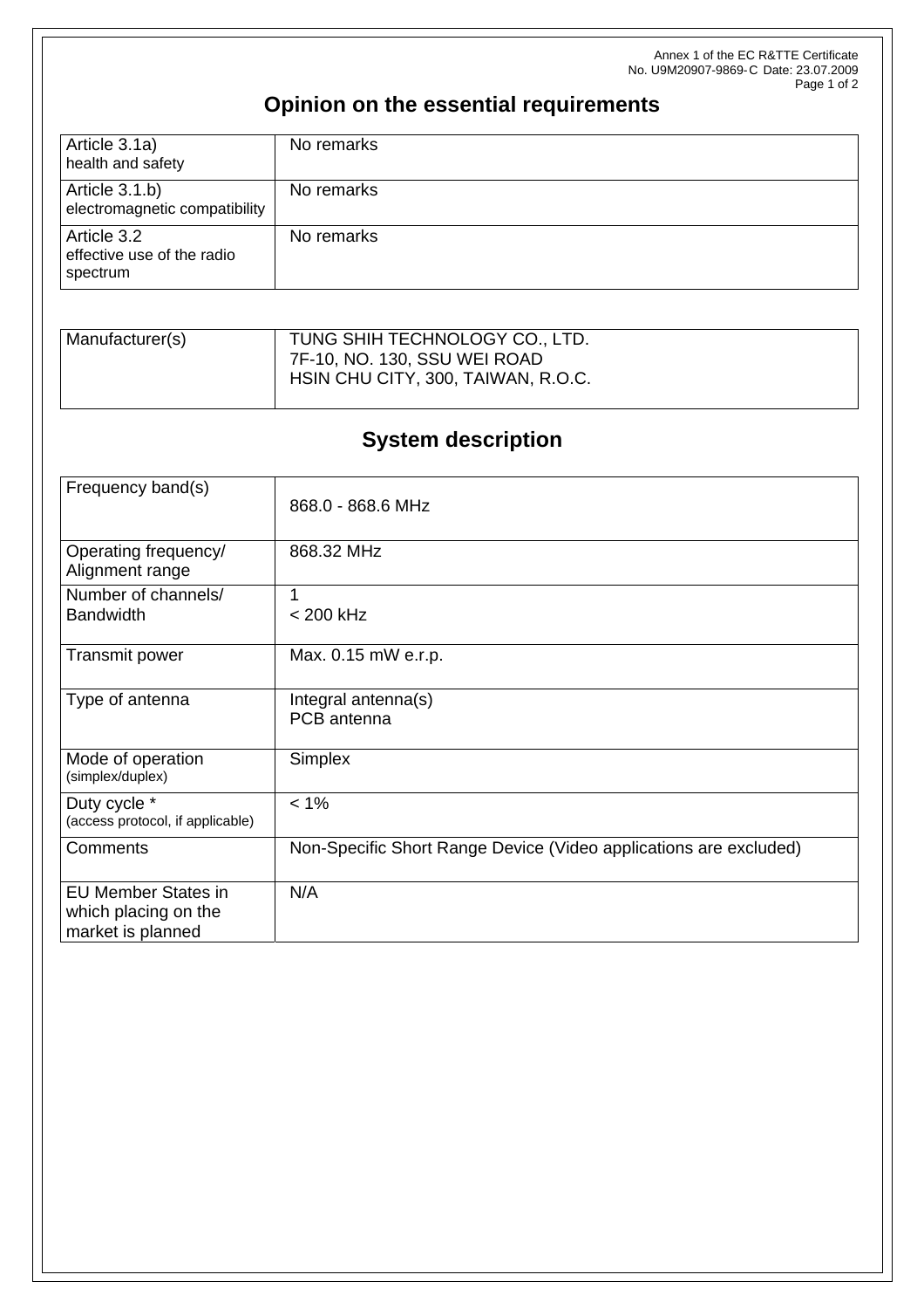Annex 1 of the EC R&TTE Certificate
No. U9M20907-9869-C Date: 23.07.2009

## Opinion on the essential requirements

| | |
|---|---|
| Article 3.1a) health and safety | No remarks |
| Article 3.1.b) electromagnetic compatibility | No remarks |
| Article 3.2 effective use of the radio spectrum | No remarks |

| | |
|---|---|
| Manufacturer(s) | TUNG SHIH TECHNOLOGY CO., LTD.<br>7F-10, NO. 130, SSU WEI ROAD<br>HSIN CHU CITY, 300, TAIWAN, R.O.C. |

## System description

| | |
|---|---|
| Frequency band(s) | 868.0 - 868.6 MHz |
| Operating frequency/ Alignment range | 868.32 MHz |
| Number of channels/ Bandwidth | 1<br>< 200 kHz |
| Transmit power | Max. 0.15 mW e.r.p. |
| Type of antenna | Integral antenna(s)<br>PCB antenna |
| Mode of operation (simplex/duplex) | Simplex |
| Duty cycle * (access protocol, if applicable) | < 1% |
| Comments | Non-Specific Short Range Device (Video applications are excluded) |
| EU Member States in which placing on the market is planned | N/A |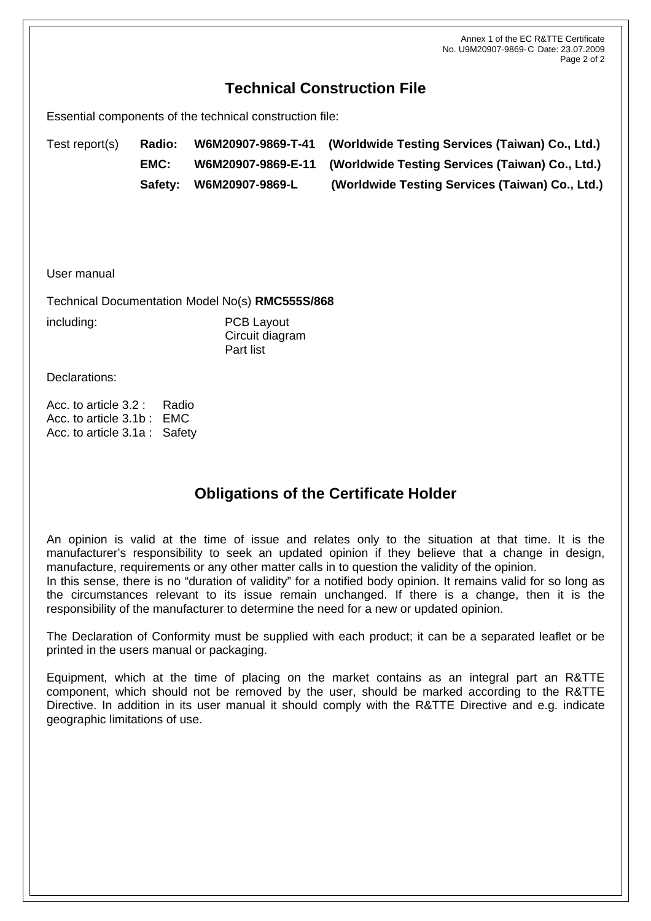## Technical Construction File

Essential components of the technical construction file:

| | | | |
|---|---|---|---|
| Test report(s) | **Radio:** | **W6M20907-9869-T-41** | **(Worldwide Testing Services (Taiwan) Co., Ltd.)** |
| | **EMC:** | **W6M20907-9869-E-11** | **(Worldwide Testing Services (Taiwan) Co., Ltd.)** |
| | **Safety:** | **W6M20907-9869-L** | **(Worldwide Testing Services (Taiwan) Co., Ltd.)** |

User manual

Technical Documentation Model No(s) **RMC555S/868**

including:
- PCB Layout
- Circuit diagram
- Part list

Declarations:

Acc. to article 3.2 : Radio
Acc. to article 3.1b : EMC
Acc. to article 3.1a : Safety

## Obligations of the Certificate Holder

An opinion is valid at the time of issue and relates only to the situation at that time. It is the manufacturer's responsibility to seek an updated opinion if they believe that a change in design, manufacture, requirements or any other matter calls in to question the validity of the opinion.
In this sense, there is no "duration of validity" for a notified body opinion. It remains valid for so long as the circumstances relevant to its issue remain unchanged. If there is a change, then it is the responsibility of the manufacturer to determine the need for a new or updated opinion.

The Declaration of Conformity must be supplied with each product; it can be a separated leaflet or be printed in the users manual or packaging.

Equipment, which at the time of placing on the market contains as an integral part an R&TTE component, which should not be removed by the user, should be marked according to the R&TTE Directive. In addition in its user manual it should comply with the R&TTE Directive and e.g. indicate geographic limitations of use.